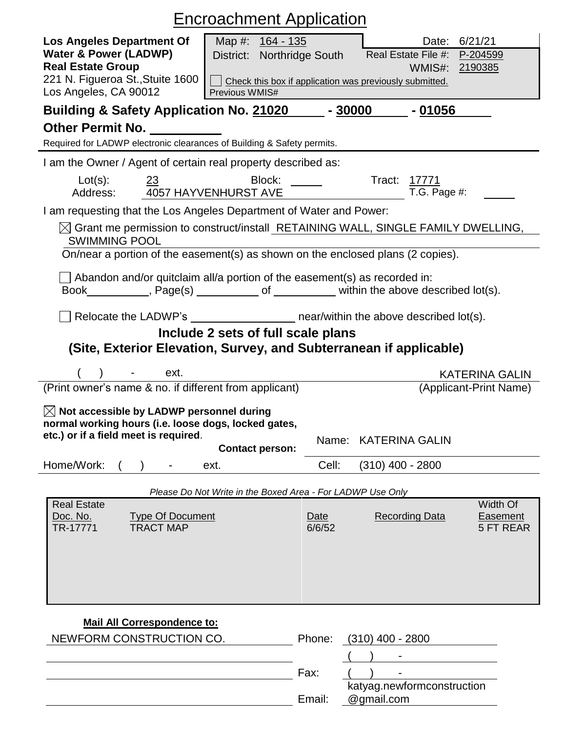# Encroachment Application

**Los Angeles Department Of Water & Power (LADWP)**
**Real Estate Group**
221 N. Figueroa St.,Stuite 1600
Los Angeles, CA 90012

Map #: 164 - 135
District: Northridge South

Date: 6/21/21
Real Estate File #: P-204599
WMIS#: 2190385

☐ Check this box if application was previously submitted.
Previous WMIS#

**Building & Safety Application No. 21020 - 30000 - 01056**

**Other Permit No.** ____________

Required for LADWP electronic clearances of Building & Safety permits.

I am the Owner / Agent of certain real property described as:

Lot(s): 23 Block: ______ Tract: 17771
Address: 4057 HAYVENHURST AVE T.G. Page #: ______

I am requesting that the Los Angeles Department of Water and Power:

☒ Grant me permission to construct/install RETAINING WALL, SINGLE FAMILY DWELLING, SWIMMING POOL
On/near a portion of the easement(s) as shown on the enclosed plans (2 copies).

☐ Abandon and/or quitclaim all/a portion of the easement(s) as recorded in:
Book__________, Page(s) __________ of __________ within the above described lot(s).

☐ Relocate the LADWP's ________________ near/within the above described lot(s).

**Include 2 sets of full scale plans**
**(Site, Exterior Elevation, Survey, and Subterranean if applicable)**

( ) - ext. KATERINA GALIN
(Print owner's name & no. if different from applicant) (Applicant-Print Name)

☒ **Not accessible by LADWP personnel during normal working hours (i.e. loose dogs, locked gates, etc.) or if a field meet is required.**

**Contact person:** Name: KATERINA GALIN

Home/Work: ( ) - ext. Cell: (310) 400 - 2800

*Please Do Not Write in the Boxed Area - For LADWP Use Only*

| Real Estate Doc. No. | Type Of Document | Date | Recording Data | Width Of Easement |
|---|---|---|---|---|
| TR-17771 | TRACT MAP | 6/6/52 | | 5 FT REAR |

**Mail All Correspondence to:**

NEWFORM CONSTRUCTION CO.

Phone: (310) 400 - 2800
( ) -
Fax: ( ) -
Email: katyag.newformconstruction@gmail.com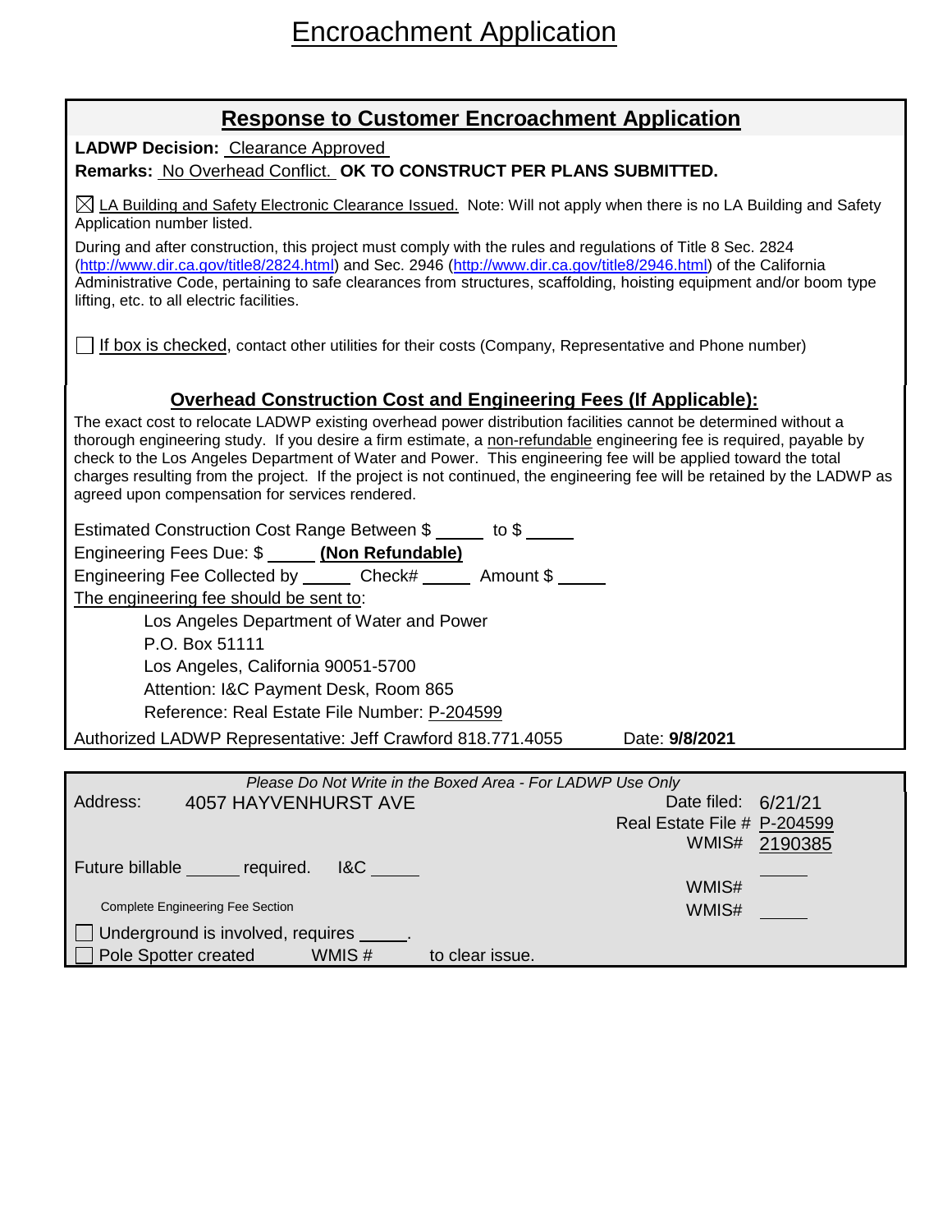# Encroachment Application

## Response to Customer Encroachment Application

**LADWP Decision:** Clearance Approved

**Remarks:** No Overhead Conflict. **OK TO CONSTRUCT PER PLANS SUBMITTED.**

☒ LA Building and Safety Electronic Clearance Issued. Note: Will not apply when there is no LA Building and Safety Application number listed.

During and after construction, this project must comply with the rules and regulations of Title 8 Sec. 2824 (http://www.dir.ca.gov/title8/2824.html) and Sec. 2946 (http://www.dir.ca.gov/title8/2946.html) of the California Administrative Code, pertaining to safe clearances from structures, scaffolding, hoisting equipment and/or boom type lifting, etc. to all electric facilities.

☐ If box is checked, contact other utilities for their costs (Company, Representative and Phone number)

### Overhead Construction Cost and Engineering Fees (If Applicable):

The exact cost to relocate LADWP existing overhead power distribution facilities cannot be determined without a thorough engineering study. If you desire a firm estimate, a non-refundable engineering fee is required, payable by check to the Los Angeles Department of Water and Power. This engineering fee will be applied toward the total charges resulting from the project. If the project is not continued, the engineering fee will be retained by the LADWP as agreed upon compensation for services rendered.

Estimated Construction Cost Range Between $ _____ to $ _____

Engineering Fees Due: $ _____ **(Non Refundable)**

Engineering Fee Collected by _____ Check# _____ Amount $ _____

The engineering fee should be sent to:

Los Angeles Department of Water and Power
P.O. Box 51111
Los Angeles, California 90051-5700
Attention: I&C Payment Desk, Room 865
Reference: Real Estate File Number: P-204599

Authorized LADWP Representative: Jeff Crawford 818.771.4055 Date: **9/8/2021**

---

*Please Do Not Write in the Boxed Area - For LADWP Use Only*

Address: 4057 HAYVENHURST AVE

Date filed: 6/21/21
Real Estate File # P-204599
WMIS# 2190385

Future billable _____ required. I&C _____

WMIS# _____

Complete Engineering Fee Section

WMIS# _____

☐ Underground is involved, requires _____.

☐ Pole Spotter created WMIS # to clear issue.